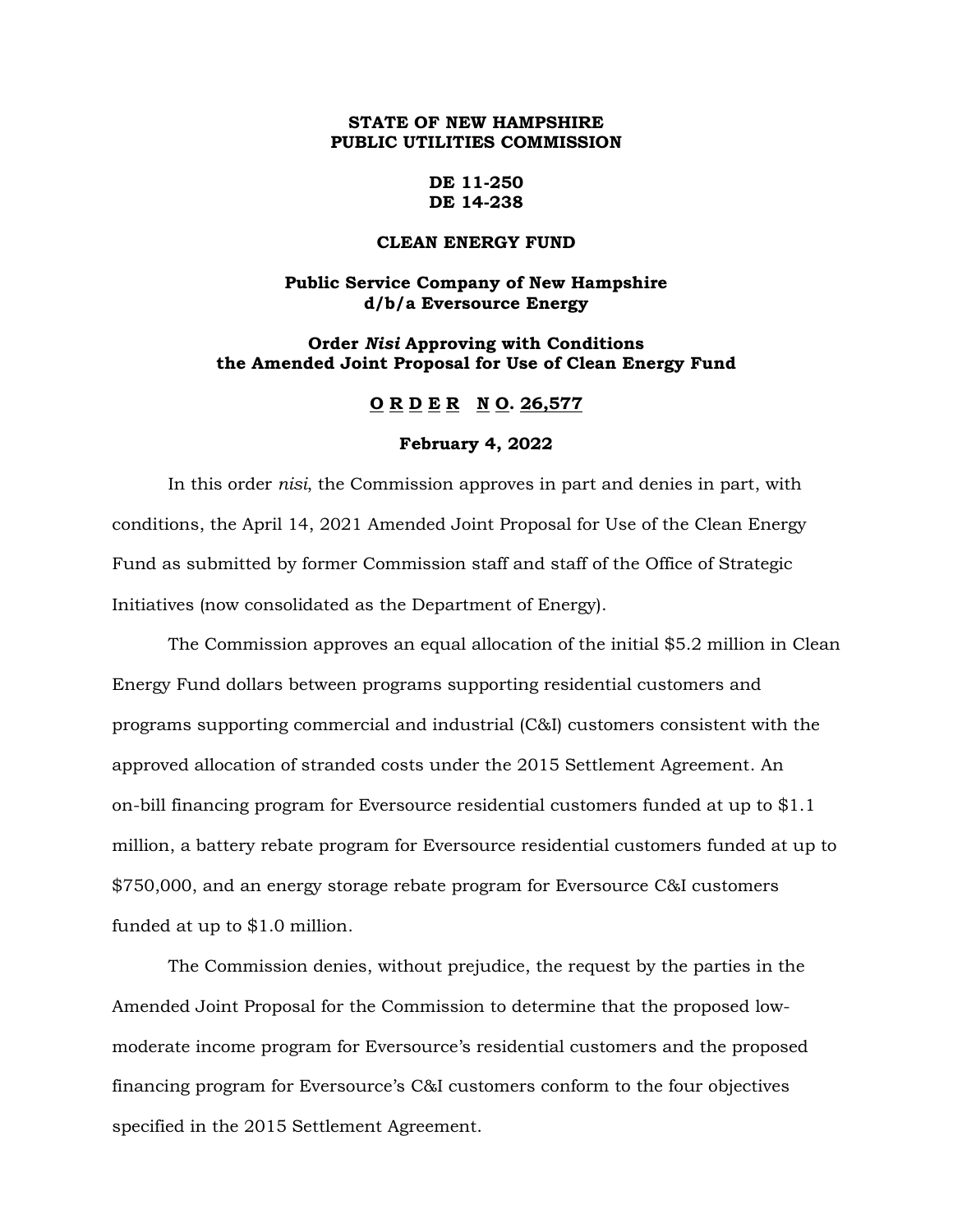**STATE OF NEW HAMPSHIRE**
**PUBLIC UTILITIES COMMISSION**

**DE 11-250**
**DE 14-238**

**CLEAN ENERGY FUND**

**Public Service Company of New Hampshire**
**d/b/a Eversource Energy**

**Order *Nisi* Approving with Conditions the Amended Joint Proposal for Use of Clean Energy Fund**

**O R D E R N O. 26,577**

**February 4, 2022**

In this order *nisi*, the Commission approves in part and denies in part, with conditions, the April 14, 2021 Amended Joint Proposal for Use of the Clean Energy Fund as submitted by former Commission staff and staff of the Office of Strategic Initiatives (now consolidated as the Department of Energy).

The Commission approves an equal allocation of the initial $5.2 million in Clean Energy Fund dollars between programs supporting residential customers and programs supporting commercial and industrial (C&I) customers consistent with the approved allocation of stranded costs under the 2015 Settlement Agreement. An on-bill financing program for Eversource residential customers funded at up to $1.1 million, a battery rebate program for Eversource residential customers funded at up to $750,000, and an energy storage rebate program for Eversource C&I customers funded at up to $1.0 million.

The Commission denies, without prejudice, the request by the parties in the Amended Joint Proposal for the Commission to determine that the proposed low-moderate income program for Eversource's residential customers and the proposed financing program for Eversource's C&I customers conform to the four objectives specified in the 2015 Settlement Agreement.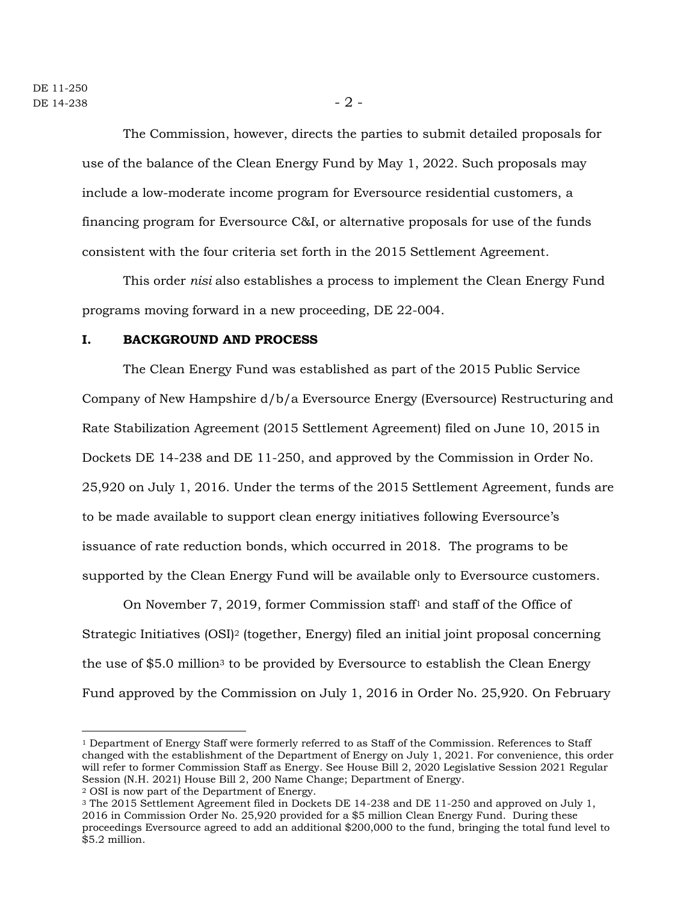The Commission, however, directs the parties to submit detailed proposals for use of the balance of the Clean Energy Fund by May 1, 2022. Such proposals may include a low-moderate income program for Eversource residential customers, a financing program for Eversource C&I, or alternative proposals for use of the funds consistent with the four criteria set forth in the 2015 Settlement Agreement.

This order *nisi* also establishes a process to implement the Clean Energy Fund programs moving forward in a new proceeding, DE 22-004.

## I. BACKGROUND AND PROCESS

The Clean Energy Fund was established as part of the 2015 Public Service Company of New Hampshire d/b/a Eversource Energy (Eversource) Restructuring and Rate Stabilization Agreement (2015 Settlement Agreement) filed on June 10, 2015 in Dockets DE 14-238 and DE 11-250, and approved by the Commission in Order No. 25,920 on July 1, 2016. Under the terms of the 2015 Settlement Agreement, funds are to be made available to support clean energy initiatives following Eversource's issuance of rate reduction bonds, which occurred in 2018. The programs to be supported by the Clean Energy Fund will be available only to Eversource customers.

On November 7, 2019, former Commission staff[1] and staff of the Office of Strategic Initiatives (OSI)[2] (together, Energy) filed an initial joint proposal concerning the use of $5.0 million[3] to be provided by Eversource to establish the Clean Energy Fund approved by the Commission on July 1, 2016 in Order No. 25,920. On February

---

[1] Department of Energy Staff were formerly referred to as Staff of the Commission. References to Staff changed with the establishment of the Department of Energy on July 1, 2021. For convenience, this order will refer to former Commission Staff as Energy. See House Bill 2, 2020 Legislative Session 2021 Regular Session (N.H. 2021) House Bill 2, 200 Name Change; Department of Energy.

[2] OSI is now part of the Department of Energy.

[3] The 2015 Settlement Agreement filed in Dockets DE 14-238 and DE 11-250 and approved on July 1, 2016 in Commission Order No. 25,920 provided for a $5 million Clean Energy Fund. During these proceedings Eversource agreed to add an additional $200,000 to the fund, bringing the total fund level to $5.2 million.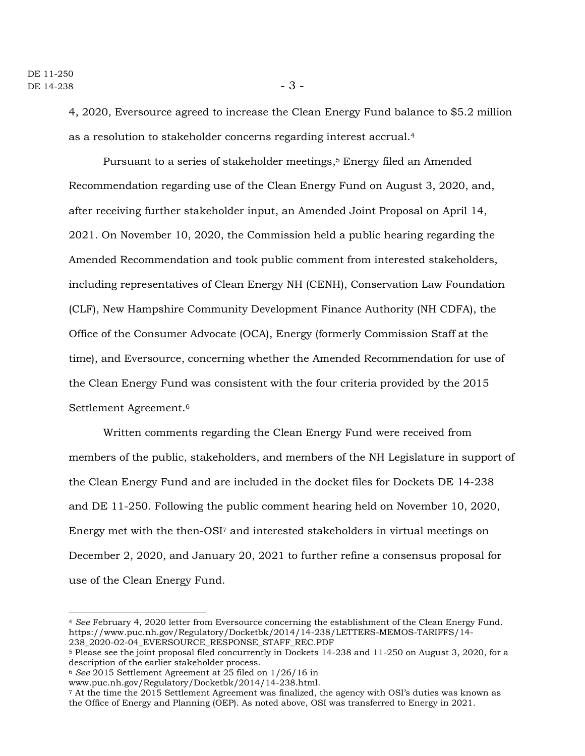4, 2020, Eversource agreed to increase the Clean Energy Fund balance to $5.2 million as a resolution to stakeholder concerns regarding interest accrual.[4]

Pursuant to a series of stakeholder meetings,[5] Energy filed an Amended Recommendation regarding use of the Clean Energy Fund on August 3, 2020, and, after receiving further stakeholder input, an Amended Joint Proposal on April 14, 2021. On November 10, 2020, the Commission held a public hearing regarding the Amended Recommendation and took public comment from interested stakeholders, including representatives of Clean Energy NH (CENH), Conservation Law Foundation (CLF), New Hampshire Community Development Finance Authority (NH CDFA), the Office of the Consumer Advocate (OCA), Energy (formerly Commission Staff at the time), and Eversource, concerning whether the Amended Recommendation for use of the Clean Energy Fund was consistent with the four criteria provided by the 2015 Settlement Agreement.[6]

Written comments regarding the Clean Energy Fund were received from members of the public, stakeholders, and members of the NH Legislature in support of the Clean Energy Fund and are included in the docket files for Dockets DE 14-238 and DE 11-250. Following the public comment hearing held on November 10, 2020, Energy met with the then-OSI[7] and interested stakeholders in virtual meetings on December 2, 2020, and January 20, 2021 to further refine a consensus proposal for use of the Clean Energy Fund.

---

[4] *See* February 4, 2020 letter from Eversource concerning the establishment of the Clean Energy Fund. https://www.puc.nh.gov/Regulatory/Docketbk/2014/14-238/LETTERS-MEMOS-TARIFFS/14-238_2020-02-04_EVERSOURCE_RESPONSE_STAFF_REC.PDF

[5] Please see the joint proposal filed concurrently in Dockets 14-238 and 11-250 on August 3, 2020, for a description of the earlier stakeholder process.

[6] *See* 2015 Settlement Agreement at 25 filed on 1/26/16 in www.puc.nh.gov/Regulatory/Docketbk/2014/14-238.html.

[7] At the time the 2015 Settlement Agreement was finalized, the agency with OSI's duties was known as the Office of Energy and Planning (OEP). As noted above, OSI was transferred to Energy in 2021.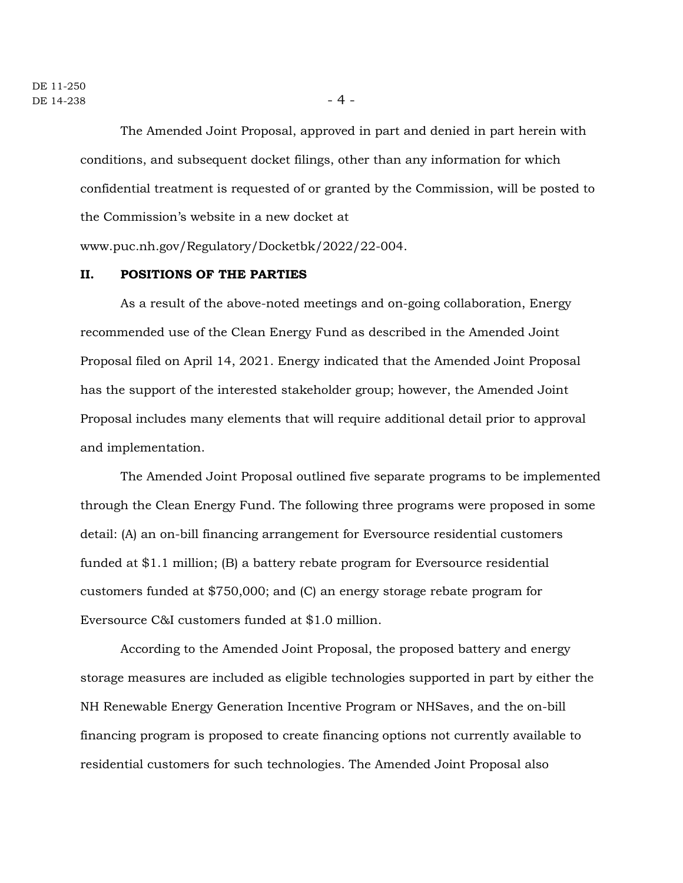The Amended Joint Proposal, approved in part and denied in part herein with conditions, and subsequent docket filings, other than any information for which confidential treatment is requested of or granted by the Commission, will be posted to the Commission's website in a new docket at www.puc.nh.gov/Regulatory/Docketbk/2022/22-004.

## II. POSITIONS OF THE PARTIES

As a result of the above-noted meetings and on-going collaboration, Energy recommended use of the Clean Energy Fund as described in the Amended Joint Proposal filed on April 14, 2021. Energy indicated that the Amended Joint Proposal has the support of the interested stakeholder group; however, the Amended Joint Proposal includes many elements that will require additional detail prior to approval and implementation.

The Amended Joint Proposal outlined five separate programs to be implemented through the Clean Energy Fund. The following three programs were proposed in some detail: (A) an on-bill financing arrangement for Eversource residential customers funded at $1.1 million; (B) a battery rebate program for Eversource residential customers funded at $750,000; and (C) an energy storage rebate program for Eversource C&I customers funded at $1.0 million.

According to the Amended Joint Proposal, the proposed battery and energy storage measures are included as eligible technologies supported in part by either the NH Renewable Energy Generation Incentive Program or NHSaves, and the on-bill financing program is proposed to create financing options not currently available to residential customers for such technologies. The Amended Joint Proposal also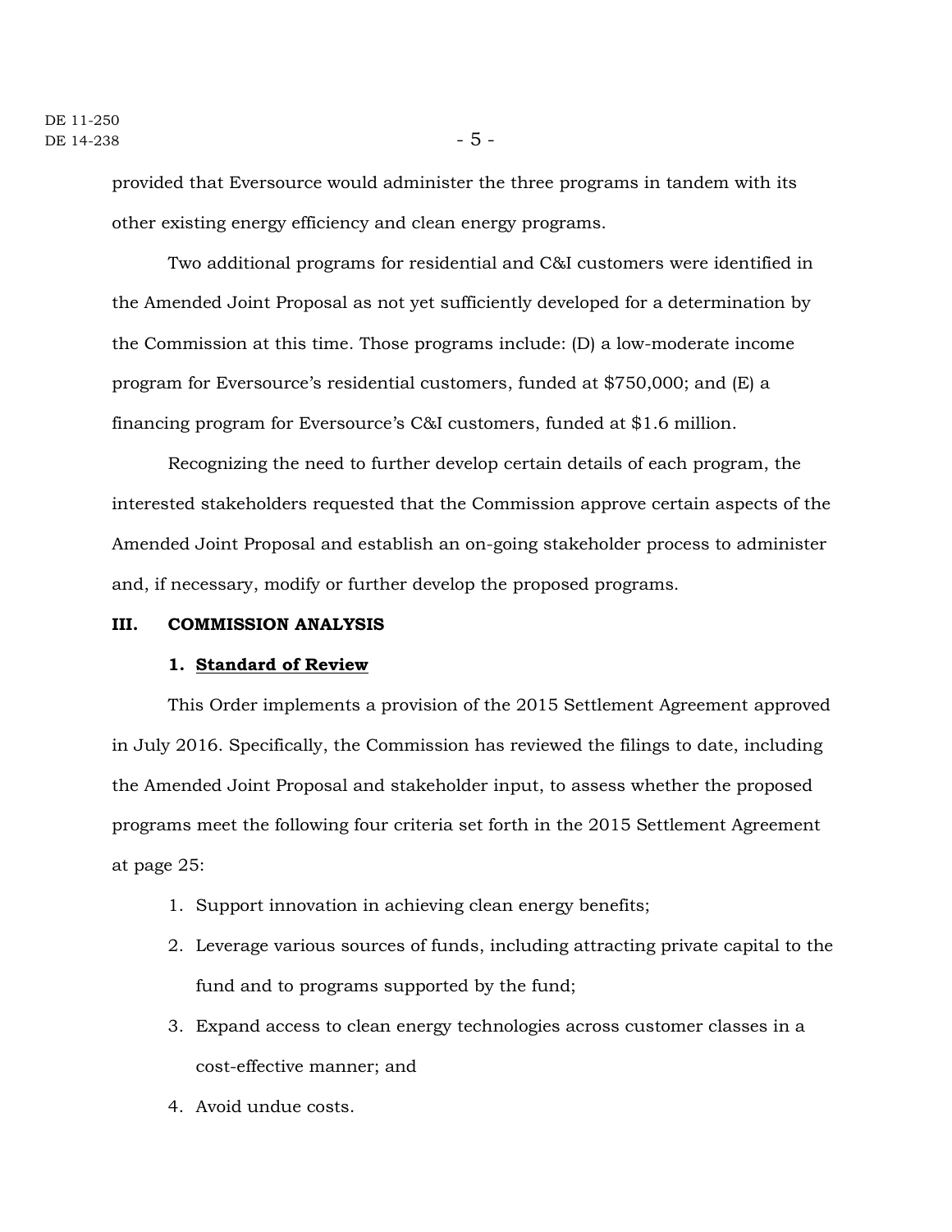provided that Eversource would administer the three programs in tandem with its other existing energy efficiency and clean energy programs.

Two additional programs for residential and C&I customers were identified in the Amended Joint Proposal as not yet sufficiently developed for a determination by the Commission at this time. Those programs include: (D) a low-moderate income program for Eversource's residential customers, funded at $750,000; and (E) a financing program for Eversource's C&I customers, funded at $1.6 million.

Recognizing the need to further develop certain details of each program, the interested stakeholders requested that the Commission approve certain aspects of the Amended Joint Proposal and establish an on-going stakeholder process to administer and, if necessary, modify or further develop the proposed programs.

## III. COMMISSION ANALYSIS

### 1. Standard of Review

This Order implements a provision of the 2015 Settlement Agreement approved in July 2016. Specifically, the Commission has reviewed the filings to date, including the Amended Joint Proposal and stakeholder input, to assess whether the proposed programs meet the following four criteria set forth in the 2015 Settlement Agreement at page 25:

1. Support innovation in achieving clean energy benefits;
2. Leverage various sources of funds, including attracting private capital to the fund and to programs supported by the fund;
3. Expand access to clean energy technologies across customer classes in a cost-effective manner; and
4. Avoid undue costs.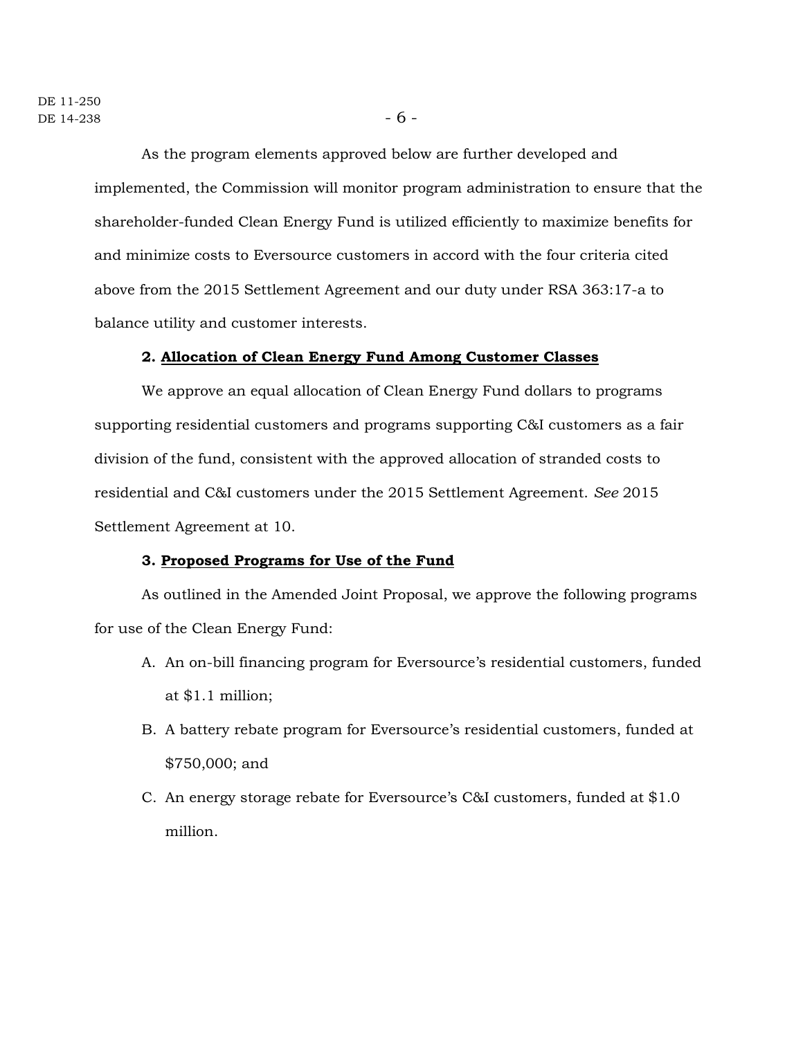As the program elements approved below are further developed and implemented, the Commission will monitor program administration to ensure that the shareholder-funded Clean Energy Fund is utilized efficiently to maximize benefits for and minimize costs to Eversource customers in accord with the four criteria cited above from the 2015 Settlement Agreement and our duty under RSA 363:17-a to balance utility and customer interests.

### 2. <u>Allocation of Clean Energy Fund Among Customer Classes</u>

We approve an equal allocation of Clean Energy Fund dollars to programs supporting residential customers and programs supporting C&I customers as a fair division of the fund, consistent with the approved allocation of stranded costs to residential and C&I customers under the 2015 Settlement Agreement. *See* 2015 Settlement Agreement at 10.

### 3. <u>Proposed Programs for Use of the Fund</u>

As outlined in the Amended Joint Proposal, we approve the following programs for use of the Clean Energy Fund:

A. An on-bill financing program for Eversource's residential customers, funded at $1.1 million;

B. A battery rebate program for Eversource's residential customers, funded at $750,000; and

C. An energy storage rebate for Eversource's C&I customers, funded at $1.0 million.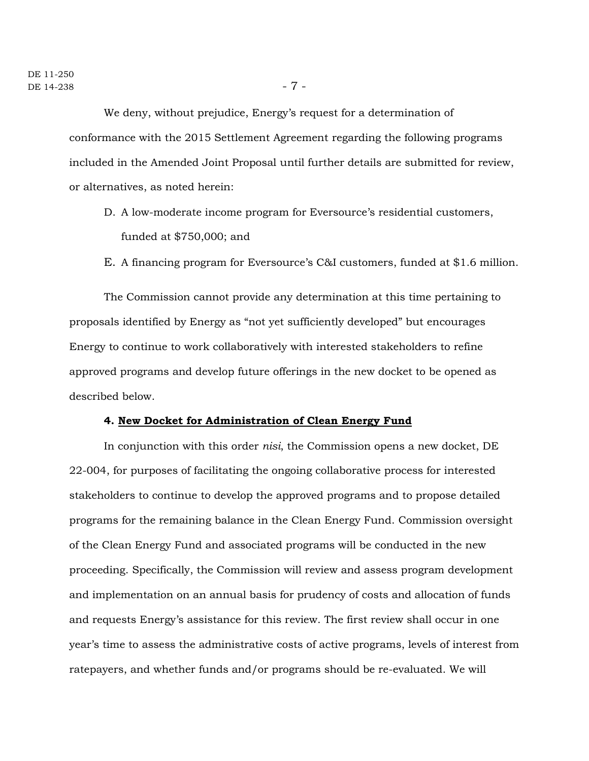We deny, without prejudice, Energy's request for a determination of conformance with the 2015 Settlement Agreement regarding the following programs included in the Amended Joint Proposal until further details are submitted for review, or alternatives, as noted herein:

D. A low-moderate income program for Eversource's residential customers, funded at $750,000; and

E. A financing program for Eversource's C&I customers, funded at $1.6 million.

The Commission cannot provide any determination at this time pertaining to proposals identified by Energy as "not yet sufficiently developed" but encourages Energy to continue to work collaboratively with interested stakeholders to refine approved programs and develop future offerings in the new docket to be opened as described below.

#### 4. New Docket for Administration of Clean Energy Fund

In conjunction with this order *nisi*, the Commission opens a new docket, DE 22-004, for purposes of facilitating the ongoing collaborative process for interested stakeholders to continue to develop the approved programs and to propose detailed programs for the remaining balance in the Clean Energy Fund. Commission oversight of the Clean Energy Fund and associated programs will be conducted in the new proceeding. Specifically, the Commission will review and assess program development and implementation on an annual basis for prudency of costs and allocation of funds and requests Energy's assistance for this review. The first review shall occur in one year's time to assess the administrative costs of active programs, levels of interest from ratepayers, and whether funds and/or programs should be re-evaluated. We will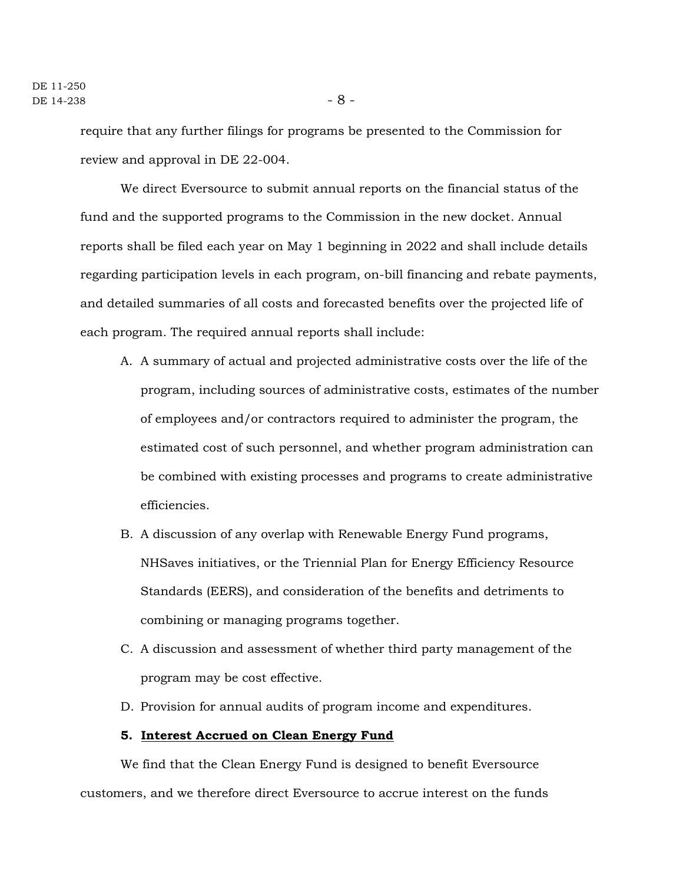require that any further filings for programs be presented to the Commission for review and approval in DE 22-004.

We direct Eversource to submit annual reports on the financial status of the fund and the supported programs to the Commission in the new docket. Annual reports shall be filed each year on May 1 beginning in 2022 and shall include details regarding participation levels in each program, on-bill financing and rebate payments, and detailed summaries of all costs and forecasted benefits over the projected life of each program. The required annual reports shall include:

A. A summary of actual and projected administrative costs over the life of the program, including sources of administrative costs, estimates of the number of employees and/or contractors required to administer the program, the estimated cost of such personnel, and whether program administration can be combined with existing processes and programs to create administrative efficiencies.
B. A discussion of any overlap with Renewable Energy Fund programs, NHSaves initiatives, or the Triennial Plan for Energy Efficiency Resource Standards (EERS), and consideration of the benefits and detriments to combining or managing programs together.
C. A discussion and assessment of whether third party management of the program may be cost effective.
D. Provision for annual audits of program income and expenditures.

**5. Interest Accrued on Clean Energy Fund**

We find that the Clean Energy Fund is designed to benefit Eversource customers, and we therefore direct Eversource to accrue interest on the funds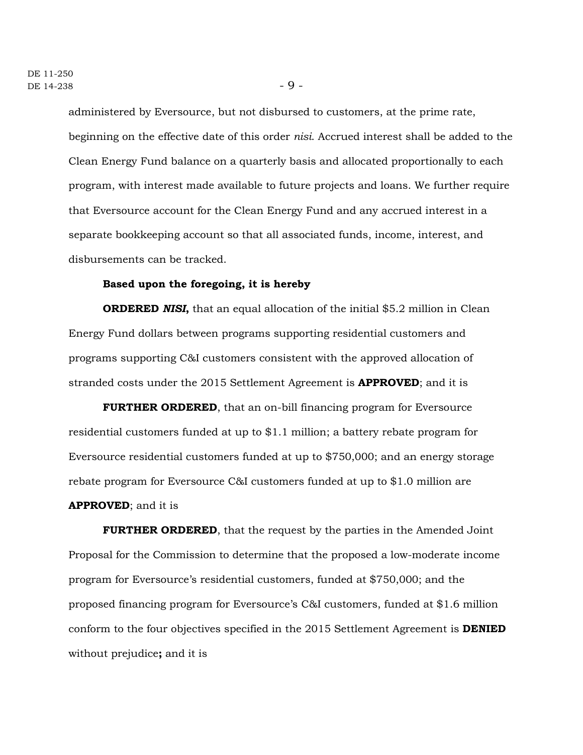administered by Eversource, but not disbursed to customers, at the prime rate, beginning on the effective date of this order *nisi*. Accrued interest shall be added to the Clean Energy Fund balance on a quarterly basis and allocated proportionally to each program, with interest made available to future projects and loans. We further require that Eversource account for the Clean Energy Fund and any accrued interest in a separate bookkeeping account so that all associated funds, income, interest, and disbursements can be tracked.

**Based upon the foregoing, it is hereby**

**ORDERED *NISI*,** that an equal allocation of the initial $5.2 million in Clean Energy Fund dollars between programs supporting residential customers and programs supporting C&I customers consistent with the approved allocation of stranded costs under the 2015 Settlement Agreement is **APPROVED**; and it is

**FURTHER ORDERED**, that an on-bill financing program for Eversource residential customers funded at up to $1.1 million; a battery rebate program for Eversource residential customers funded at up to $750,000; and an energy storage rebate program for Eversource C&I customers funded at up to $1.0 million are **APPROVED**; and it is

**FURTHER ORDERED**, that the request by the parties in the Amended Joint Proposal for the Commission to determine that the proposed a low-moderate income program for Eversource's residential customers, funded at $750,000; and the proposed financing program for Eversource's C&I customers, funded at $1.6 million conform to the four objectives specified in the 2015 Settlement Agreement is **DENIED** without prejudice**;** and it is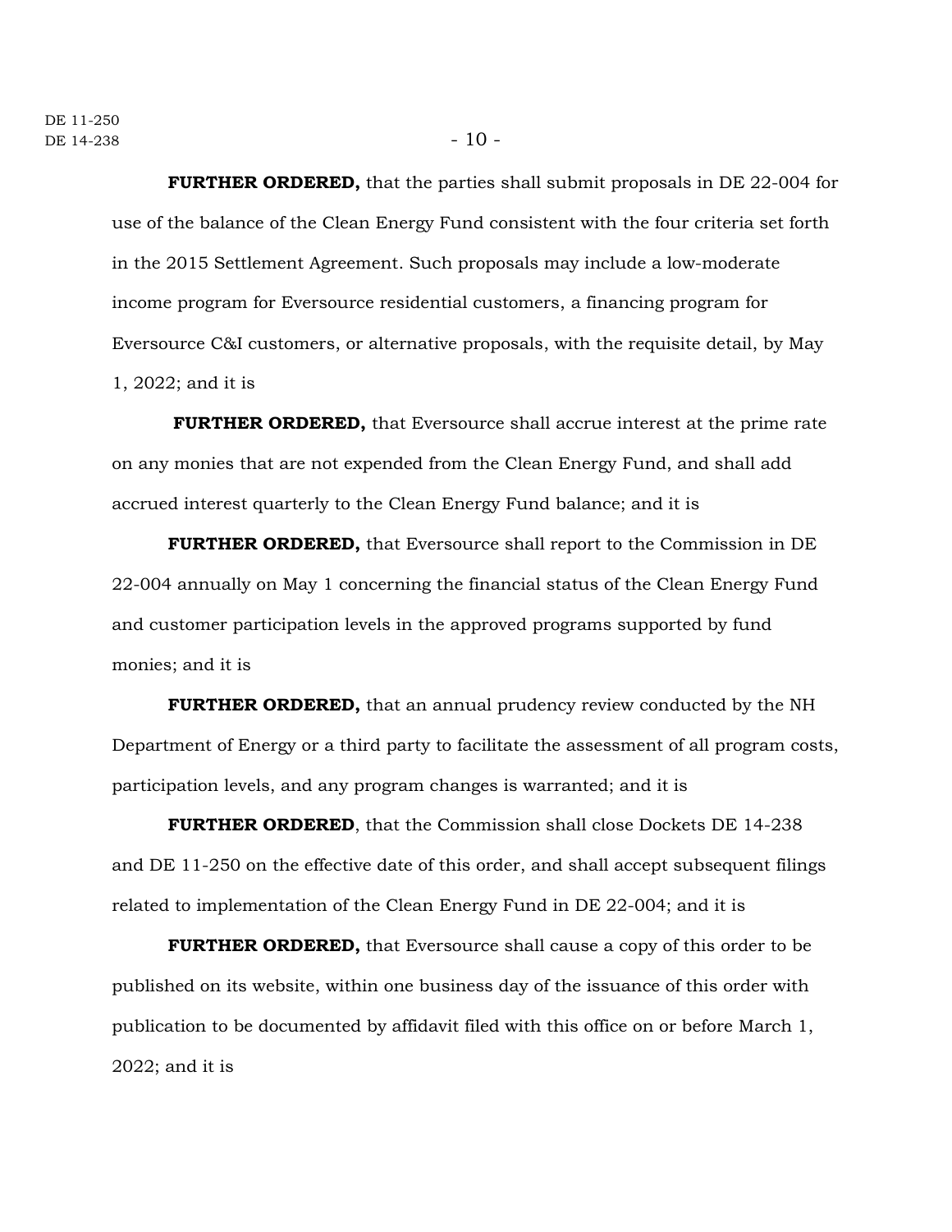**FURTHER ORDERED,** that the parties shall submit proposals in DE 22-004 for use of the balance of the Clean Energy Fund consistent with the four criteria set forth in the 2015 Settlement Agreement. Such proposals may include a low-moderate income program for Eversource residential customers, a financing program for Eversource C&I customers, or alternative proposals, with the requisite detail, by May 1, 2022; and it is

**FURTHER ORDERED,** that Eversource shall accrue interest at the prime rate on any monies that are not expended from the Clean Energy Fund, and shall add accrued interest quarterly to the Clean Energy Fund balance; and it is

**FURTHER ORDERED,** that Eversource shall report to the Commission in DE 22-004 annually on May 1 concerning the financial status of the Clean Energy Fund and customer participation levels in the approved programs supported by fund monies; and it is

**FURTHER ORDERED,** that an annual prudency review conducted by the NH Department of Energy or a third party to facilitate the assessment of all program costs, participation levels, and any program changes is warranted; and it is

**FURTHER ORDERED**, that the Commission shall close Dockets DE 14-238 and DE 11-250 on the effective date of this order, and shall accept subsequent filings related to implementation of the Clean Energy Fund in DE 22-004; and it is

**FURTHER ORDERED,** that Eversource shall cause a copy of this order to be published on its website, within one business day of the issuance of this order with publication to be documented by affidavit filed with this office on or before March 1, 2022; and it is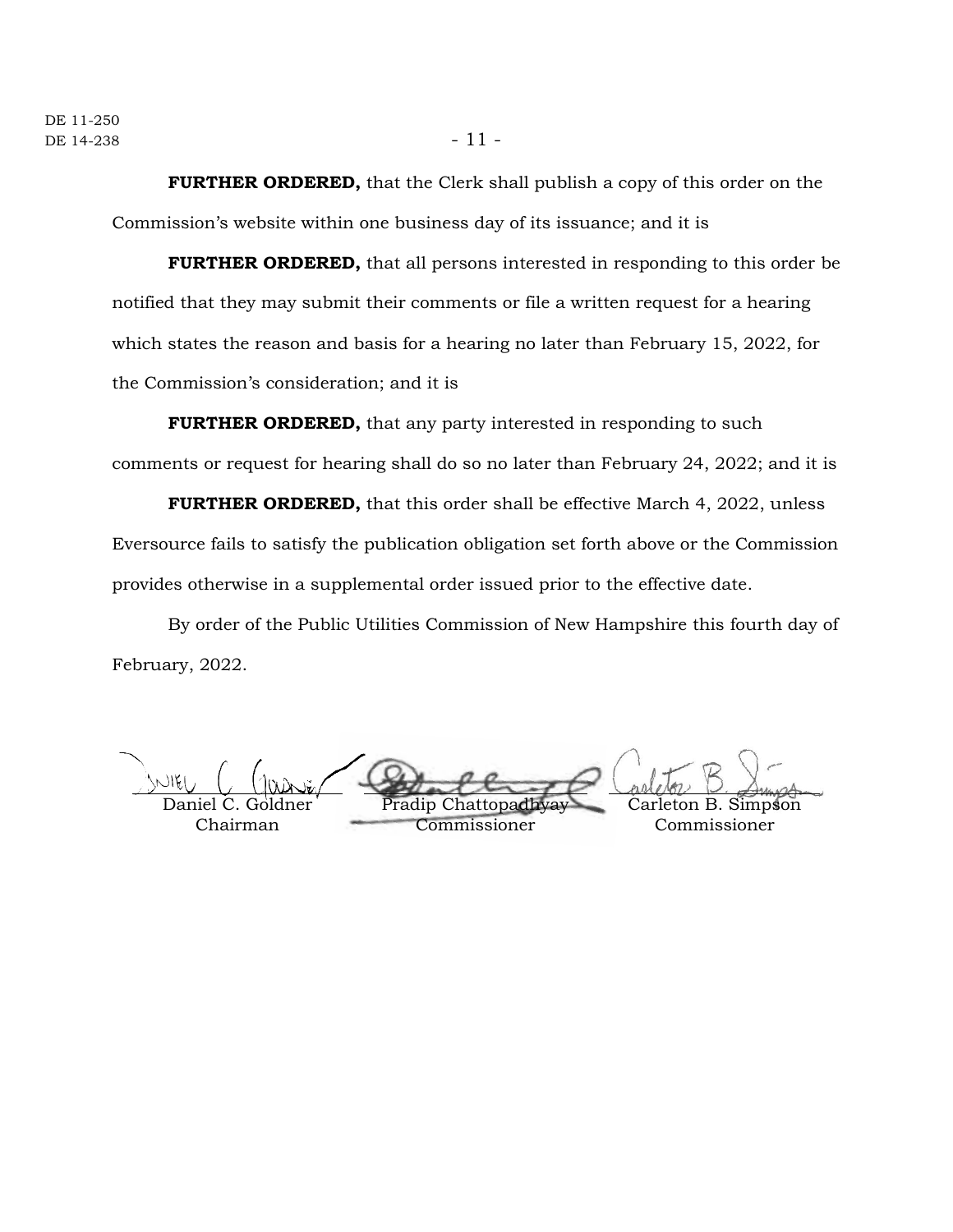**FURTHER ORDERED,** that the Clerk shall publish a copy of this order on the Commission's website within one business day of its issuance; and it is

**FURTHER ORDERED,** that all persons interested in responding to this order be notified that they may submit their comments or file a written request for a hearing which states the reason and basis for a hearing no later than February 15, 2022, for the Commission's consideration; and it is

**FURTHER ORDERED,** that any party interested in responding to such comments or request for hearing shall do so no later than February 24, 2022; and it is

**FURTHER ORDERED,** that this order shall be effective March 4, 2022, unless Eversource fails to satisfy the publication obligation set forth above or the Commission provides otherwise in a supplemental order issued prior to the effective date.

By order of the Public Utilities Commission of New Hampshire this fourth day of February, 2022.

| | | |
|---|---|---|
| Daniel C. Goldner | Pradip Chattopadhyay | Carleton B. Simpson |
| Chairman | Commissioner | Commissioner |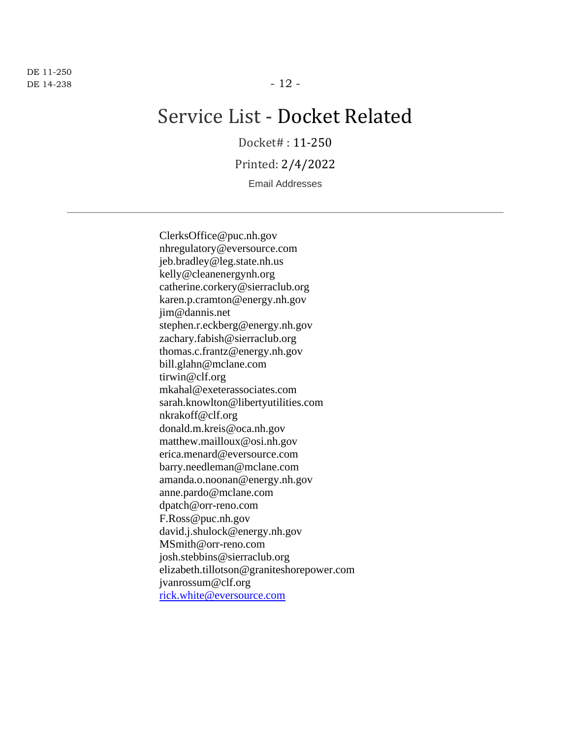# Service List - Docket Related

Docket# : 11-250

Printed: 2/4/2022

Email Addresses

---

ClerksOffice@puc.nh.gov
nhregulatory@eversource.com
jeb.bradley@leg.state.nh.us
kelly@cleanenergynh.org
catherine.corkery@sierraclub.org
karen.p.cramton@energy.nh.gov
jim@dannis.net
stephen.r.eckberg@energy.nh.gov
zachary.fabish@sierraclub.org
thomas.c.frantz@energy.nh.gov
bill.glahn@mclane.com
tirwin@clf.org
mkahal@exeterassociates.com
sarah.knowlton@libertyutilities.com
nkrakoff@clf.org
donald.m.kreis@oca.nh.gov
matthew.mailloux@osi.nh.gov
erica.menard@eversource.com
barry.needleman@mclane.com
amanda.o.noonan@energy.nh.gov
anne.pardo@mclane.com
dpatch@orr-reno.com
F.Ross@puc.nh.gov
david.j.shulock@energy.nh.gov
MSmith@orr-reno.com
josh.stebbins@sierraclub.org
elizabeth.tillotson@graniteshorepower.com
jvanrossum@clf.org
rick.white@eversource.com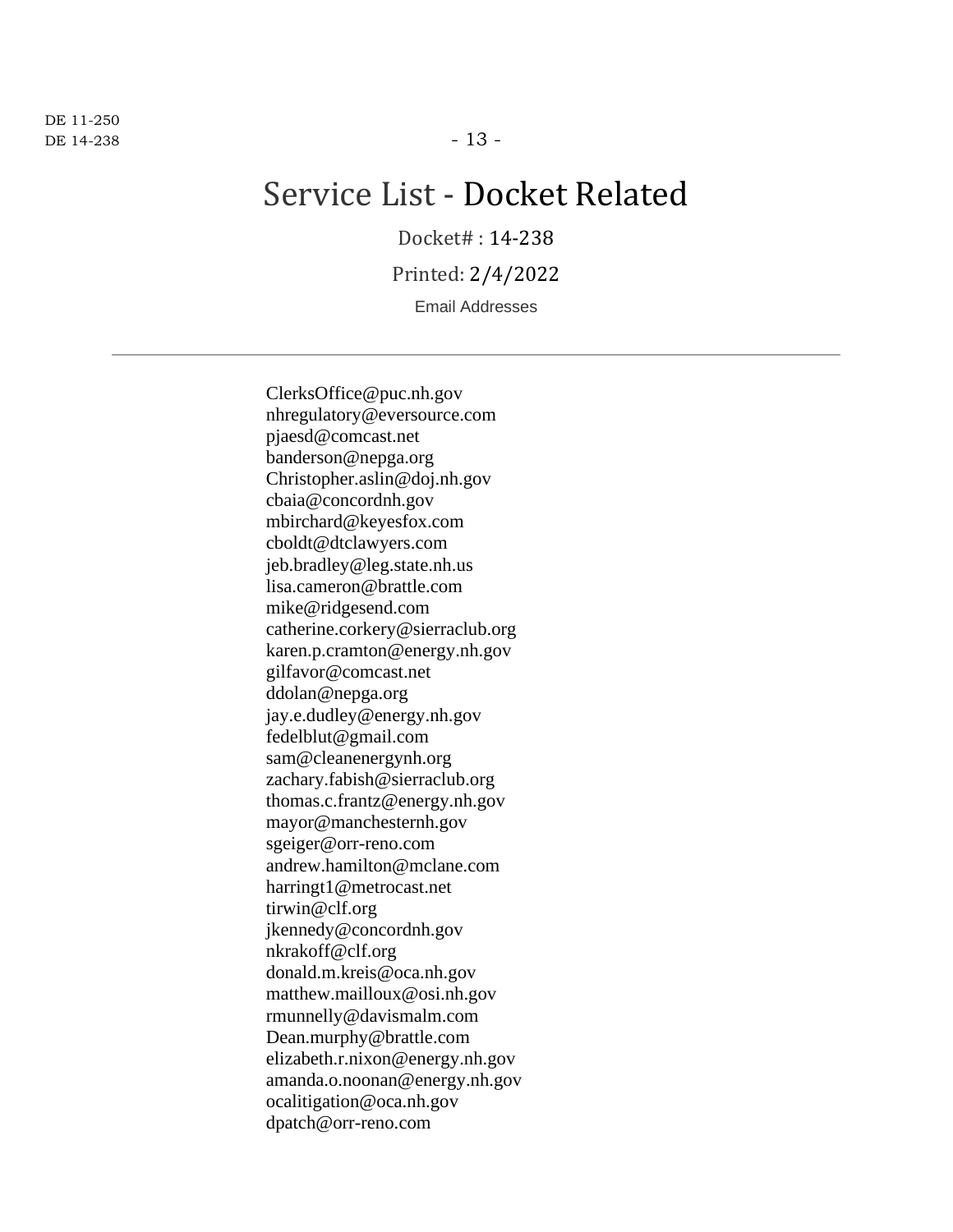# Service List - Docket Related

Docket# : 14-238

Printed: 2/4/2022

Email Addresses

---

ClerksOffice@puc.nh.gov
nhregulatory@eversource.com
pjaesd@comcast.net
banderson@nepga.org
Christopher.aslin@doj.nh.gov
cbaia@concordnh.gov
mbirchard@keyesfox.com
cboldt@dtclawyers.com
jeb.bradley@leg.state.nh.us
lisa.cameron@brattle.com
mike@ridgesend.com
catherine.corkery@sierraclub.org
karen.p.cramton@energy.nh.gov
gilfavor@comcast.net
ddolan@nepga.org
jay.e.dudley@energy.nh.gov
fedelblut@gmail.com
sam@cleanenergynh.org
zachary.fabish@sierraclub.org
thomas.c.frantz@energy.nh.gov
mayor@manchesternh.gov
sgeiger@orr-reno.com
andrew.hamilton@mclane.com
harringt1@metrocast.net
tirwin@clf.org
jkennedy@concordnh.gov
nkrakoff@clf.org
donald.m.kreis@oca.nh.gov
matthew.mailloux@osi.nh.gov
rmunnelly@davismalm.com
Dean.murphy@brattle.com
elizabeth.r.nixon@energy.nh.gov
amanda.o.noonan@energy.nh.gov
ocalitigation@oca.nh.gov
dpatch@orr-reno.com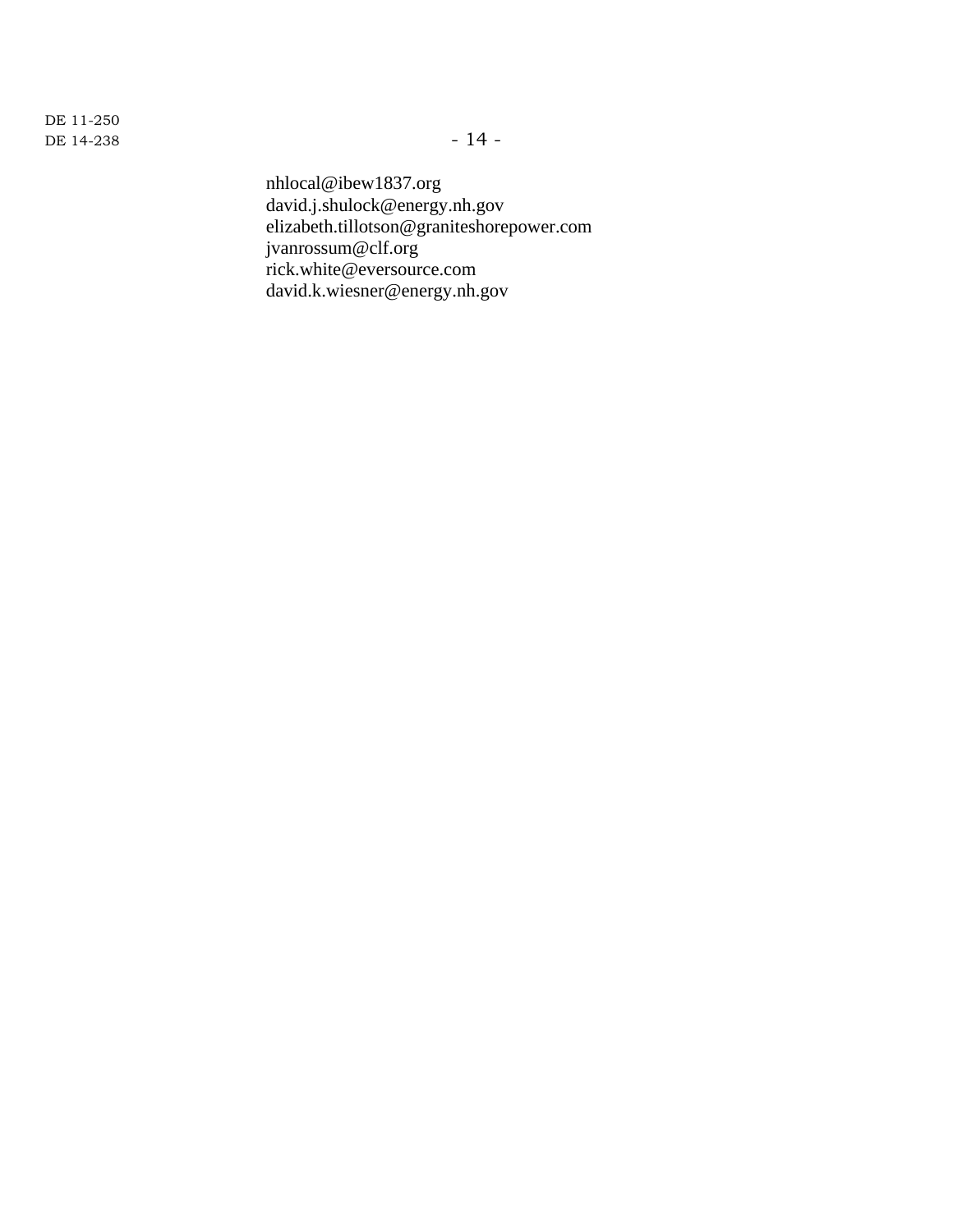nhlocal@ibew1837.org
david.j.shulock@energy.nh.gov
elizabeth.tillotson@graniteshorepower.com
jvanrossum@clf.org
rick.white@eversource.com
david.k.wiesner@energy.nh.gov